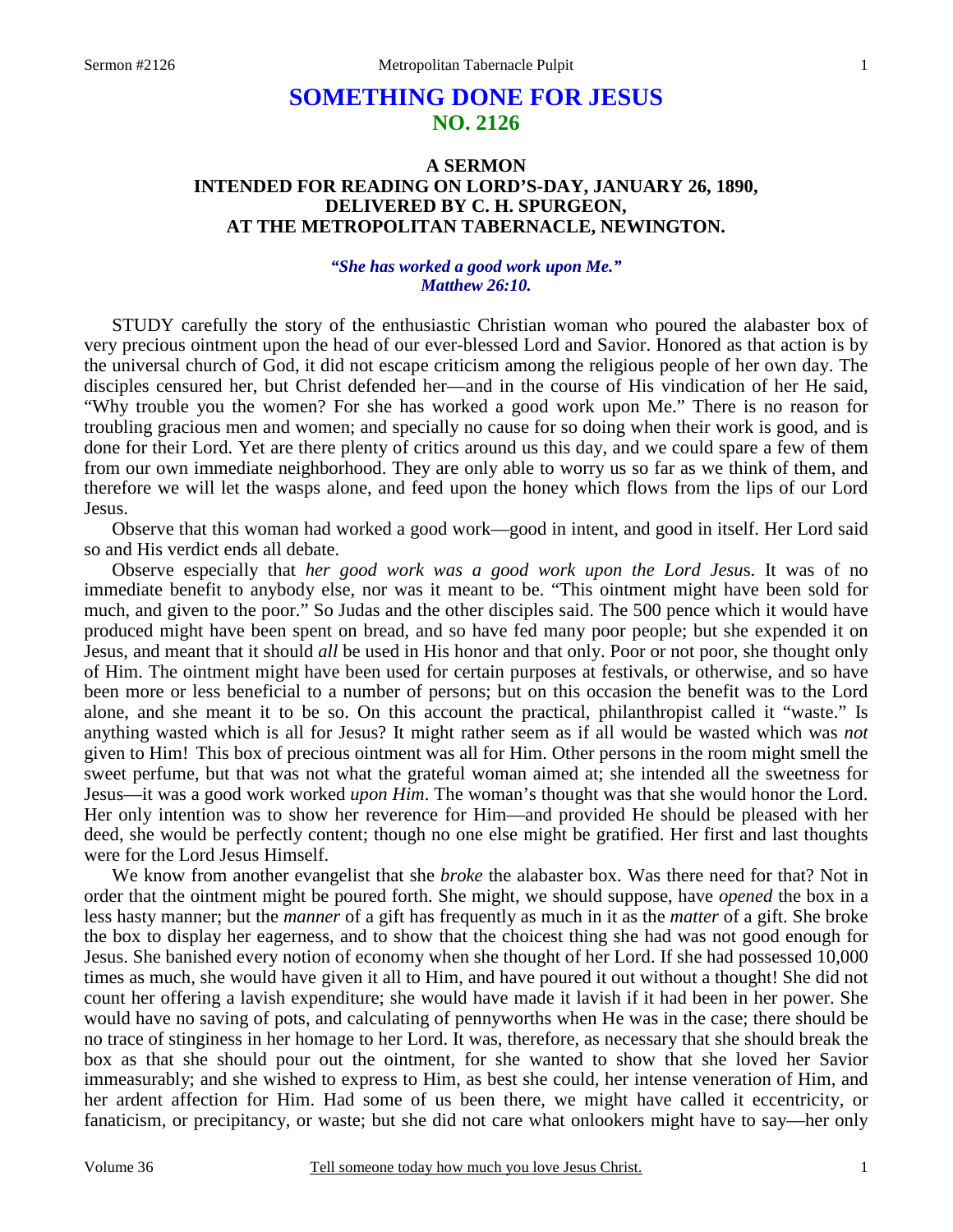# SOMETHING DONE FOR JESUS
## NO. 2126

### A SERMON
### INTENDED FOR READING ON LORD'S-DAY, JANUARY 26, 1890,
### DELIVERED BY C. H. SPURGEON,
### AT THE METROPOLITAN TABERNACLE, NEWINGTON.

*"She has worked a good work upon Me."*
*Matthew 26:10.*

STUDY carefully the story of the enthusiastic Christian woman who poured the alabaster box of very precious ointment upon the head of our ever-blessed Lord and Savior. Honored as that action is by the universal church of God, it did not escape criticism among the religious people of her own day. The disciples censured her, but Christ defended her—and in the course of His vindication of her He said, "Why trouble you the women? For she has worked a good work upon Me." There is no reason for troubling gracious men and women; and specially no cause for so doing when their work is good, and is done for their Lord. Yet are there plenty of critics around us this day, and we could spare a few of them from our own immediate neighborhood. They are only able to worry us so far as we think of them, and therefore we will let the wasps alone, and feed upon the honey which flows from the lips of our Lord Jesus.

Observe that this woman had worked a good work—good in intent, and good in itself. Her Lord said so and His verdict ends all debate.

Observe especially that *her good work was a good work upon the Lord Jesus*. It was of no immediate benefit to anybody else, nor was it meant to be. "This ointment might have been sold for much, and given to the poor." So Judas and the other disciples said. The 500 pence which it would have produced might have been spent on bread, and so have fed many poor people; but she expended it on Jesus, and meant that it should *all* be used in His honor and that only. Poor or not poor, she thought only of Him. The ointment might have been used for certain purposes at festivals, or otherwise, and so have been more or less beneficial to a number of persons; but on this occasion the benefit was to the Lord alone, and she meant it to be so. On this account the practical, philanthropist called it "waste." Is anything wasted which is all for Jesus? It might rather seem as if all would be wasted which was *not* given to Him! This box of precious ointment was all for Him. Other persons in the room might smell the sweet perfume, but that was not what the grateful woman aimed at; she intended all the sweetness for Jesus—it was a good work worked *upon Him*. The woman's thought was that she would honor the Lord. Her only intention was to show her reverence for Him—and provided He should be pleased with her deed, she would be perfectly content; though no one else might be gratified. Her first and last thoughts were for the Lord Jesus Himself.

We know from another evangelist that she *broke* the alabaster box. Was there need for that? Not in order that the ointment might be poured forth. She might, we should suppose, have *opened* the box in a less hasty manner; but the *manner* of a gift has frequently as much in it as the *matter* of a gift. She broke the box to display her eagerness, and to show that the choicest thing she had was not good enough for Jesus. She banished every notion of economy when she thought of her Lord. If she had possessed 10,000 times as much, she would have given it all to Him, and have poured it out without a thought! She did not count her offering a lavish expenditure; she would have made it lavish if it had been in her power. She would have no saving of pots, and calculating of pennyworths when He was in the case; there should be no trace of stinginess in her homage to her Lord. It was, therefore, as necessary that she should break the box as that she should pour out the ointment, for she wanted to show that she loved her Savior immeasurably; and she wished to express to Him, as best she could, her intense veneration of Him, and her ardent affection for Him. Had some of us been there, we might have called it eccentricity, or fanaticism, or precipitancy, or waste; but she did not care what onlookers might have to say—her only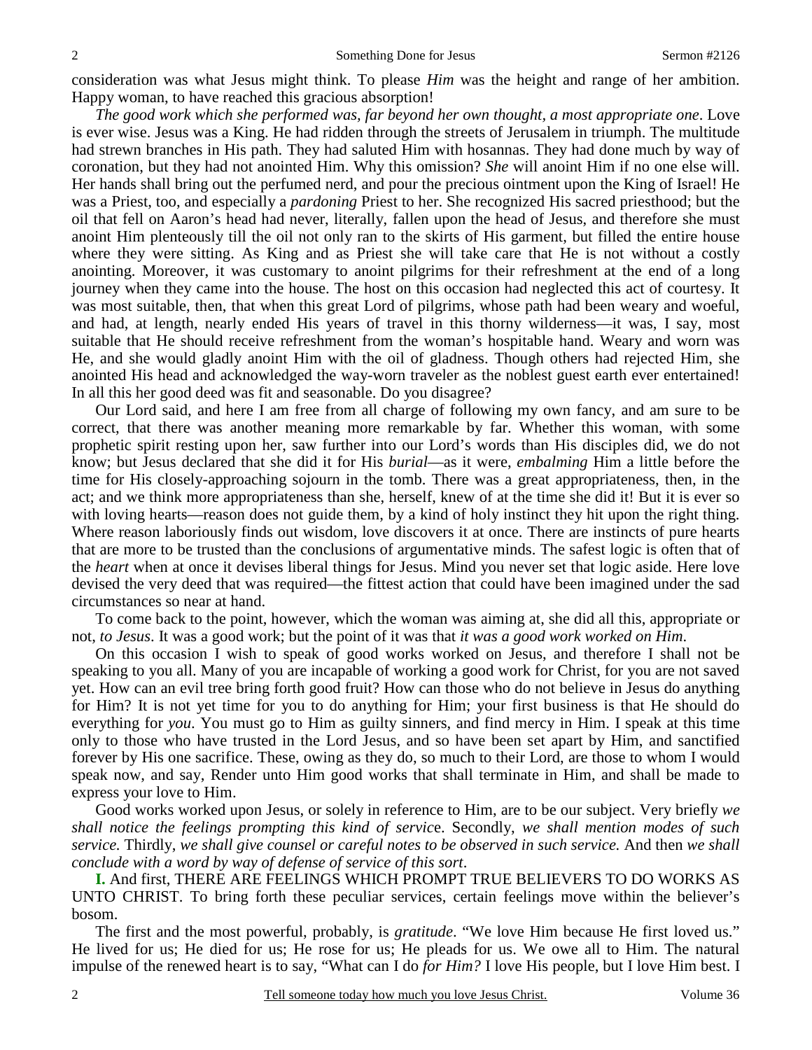consideration was what Jesus might think. To please *Him* was the height and range of her ambition. Happy woman, to have reached this gracious absorption!

*The good work which she performed was, far beyond her own thought, a most appropriate one*. Love is ever wise. Jesus was a King. He had ridden through the streets of Jerusalem in triumph. The multitude had strewn branches in His path. They had saluted Him with hosannas. They had done much by way of coronation, but they had not anointed Him. Why this omission? *She* will anoint Him if no one else will. Her hands shall bring out the perfumed nerd, and pour the precious ointment upon the King of Israel! He was a Priest, too, and especially a *pardoning* Priest to her. She recognized His sacred priesthood; but the oil that fell on Aaron's head had never, literally, fallen upon the head of Jesus, and therefore she must anoint Him plenteously till the oil not only ran to the skirts of His garment, but filled the entire house where they were sitting. As King and as Priest she will take care that He is not without a costly anointing. Moreover, it was customary to anoint pilgrims for their refreshment at the end of a long journey when they came into the house. The host on this occasion had neglected this act of courtesy. It was most suitable, then, that when this great Lord of pilgrims, whose path had been weary and woeful, and had, at length, nearly ended His years of travel in this thorny wilderness—it was, I say, most suitable that He should receive refreshment from the woman's hospitable hand. Weary and worn was He, and she would gladly anoint Him with the oil of gladness. Though others had rejected Him, she anointed His head and acknowledged the way-worn traveler as the noblest guest earth ever entertained! In all this her good deed was fit and seasonable. Do you disagree?

Our Lord said, and here I am free from all charge of following my own fancy, and am sure to be correct, that there was another meaning more remarkable by far. Whether this woman, with some prophetic spirit resting upon her, saw further into our Lord's words than His disciples did, we do not know; but Jesus declared that she did it for His *burial*—as it were, *embalming* Him a little before the time for His closely-approaching sojourn in the tomb. There was a great appropriateness, then, in the act; and we think more appropriateness than she, herself, knew of at the time she did it! But it is ever so with loving hearts—reason does not guide them, by a kind of holy instinct they hit upon the right thing. Where reason laboriously finds out wisdom, love discovers it at once. There are instincts of pure hearts that are more to be trusted than the conclusions of argumentative minds. The safest logic is often that of the *heart* when at once it devises liberal things for Jesus. Mind you never set that logic aside. Here love devised the very deed that was required—the fittest action that could have been imagined under the sad circumstances so near at hand.

To come back to the point, however, which the woman was aiming at, she did all this, appropriate or not, *to Jesus*. It was a good work; but the point of it was that *it was a good work worked on Him*.

On this occasion I wish to speak of good works worked on Jesus, and therefore I shall not be speaking to you all. Many of you are incapable of working a good work for Christ, for you are not saved yet. How can an evil tree bring forth good fruit? How can those who do not believe in Jesus do anything for Him? It is not yet time for you to do anything for Him; your first business is that He should do everything for *you*. You must go to Him as guilty sinners, and find mercy in Him. I speak at this time only to those who have trusted in the Lord Jesus, and so have been set apart by Him, and sanctified forever by His one sacrifice. These, owing as they do, so much to their Lord, are those to whom I would speak now, and say, Render unto Him good works that shall terminate in Him, and shall be made to express your love to Him.

Good works worked upon Jesus, or solely in reference to Him, are to be our subject. Very briefly *we shall notice the feelings prompting this kind of service*. Secondly, *we shall mention modes of such service.* Thirdly, *we shall give counsel or careful notes to be observed in such service.* And then *we shall conclude with a word by way of defense of service of this sort*.

**I.** And first, THERE ARE FEELINGS WHICH PROMPT TRUE BELIEVERS TO DO WORKS AS UNTO CHRIST. To bring forth these peculiar services, certain feelings move within the believer's bosom.

The first and the most powerful, probably, is *gratitude*. "We love Him because He first loved us." He lived for us; He died for us; He rose for us; He pleads for us. We owe all to Him. The natural impulse of the renewed heart is to say, "What can I do *for Him?* I love His people, but I love Him best. I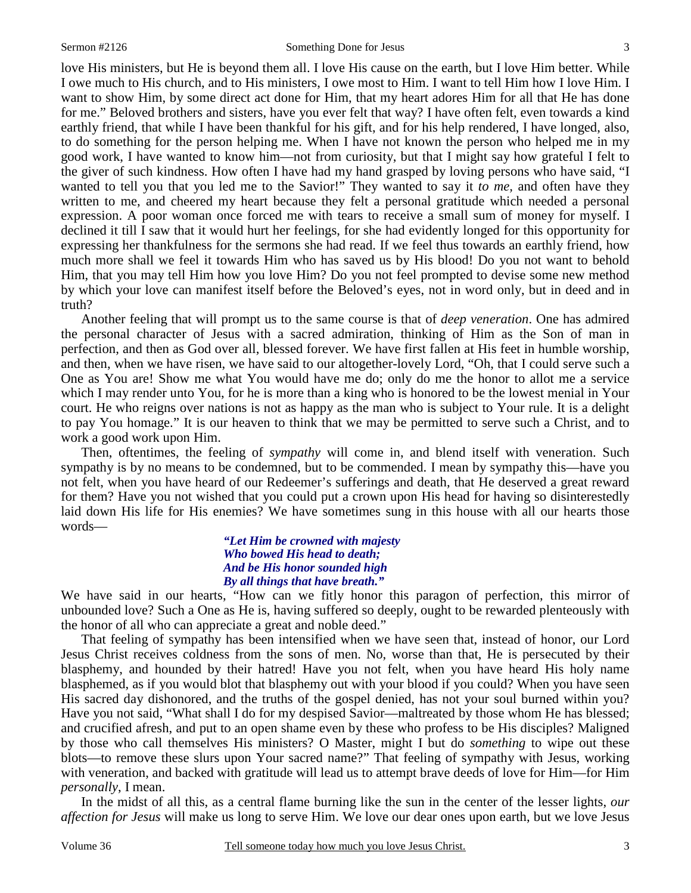love His ministers, but He is beyond them all. I love His cause on the earth, but I love Him better. While I owe much to His church, and to His ministers, I owe most to Him. I want to tell Him how I love Him. I want to show Him, by some direct act done for Him, that my heart adores Him for all that He has done for me." Beloved brothers and sisters, have you ever felt that way? I have often felt, even towards a kind earthly friend, that while I have been thankful for his gift, and for his help rendered, I have longed, also, to do something for the person helping me. When I have not known the person who helped me in my good work, I have wanted to know him—not from curiosity, but that I might say how grateful I felt to the giver of such kindness. How often I have had my hand grasped by loving persons who have said, "I wanted to tell you that you led me to the Savior!" They wanted to say it *to me,* and often have they written to me, and cheered my heart because they felt a personal gratitude which needed a personal expression. A poor woman once forced me with tears to receive a small sum of money for myself. I declined it till I saw that it would hurt her feelings, for she had evidently longed for this opportunity for expressing her thankfulness for the sermons she had read. If we feel thus towards an earthly friend, how much more shall we feel it towards Him who has saved us by His blood! Do you not want to behold Him, that you may tell Him how you love Him? Do you not feel prompted to devise some new method by which your love can manifest itself before the Beloved's eyes, not in word only, but in deed and in truth?

Another feeling that will prompt us to the same course is that of *deep veneration*. One has admired the personal character of Jesus with a sacred admiration, thinking of Him as the Son of man in perfection, and then as God over all, blessed forever. We have first fallen at His feet in humble worship, and then, when we have risen, we have said to our altogether-lovely Lord, "Oh, that I could serve such a One as You are! Show me what You would have me do; only do me the honor to allot me a service which I may render unto You, for he is more than a king who is honored to be the lowest menial in Your court. He who reigns over nations is not as happy as the man who is subject to Your rule. It is a delight to pay You homage." It is our heaven to think that we may be permitted to serve such a Christ, and to work a good work upon Him.

Then, oftentimes, the feeling of *sympathy* will come in, and blend itself with veneration. Such sympathy is by no means to be condemned, but to be commended. I mean by sympathy this—have you not felt, when you have heard of our Redeemer's sufferings and death, that He deserved a great reward for them? Have you not wished that you could put a crown upon His head for having so disinterestedly laid down His life for His enemies? We have sometimes sung in this house with all our hearts those words—

> ***"Let Him be crowned with majesty***
> ***Who bowed His head to death;***
> ***And be His honor sounded high***
> ***By all things that have breath."***

We have said in our hearts, "How can we fitly honor this paragon of perfection, this mirror of unbounded love? Such a One as He is, having suffered so deeply, ought to be rewarded plenteously with the honor of all who can appreciate a great and noble deed."

That feeling of sympathy has been intensified when we have seen that, instead of honor, our Lord Jesus Christ receives coldness from the sons of men. No, worse than that, He is persecuted by their blasphemy, and hounded by their hatred! Have you not felt, when you have heard His holy name blasphemed, as if you would blot that blasphemy out with your blood if you could? When you have seen His sacred day dishonored, and the truths of the gospel denied, has not your soul burned within you? Have you not said, "What shall I do for my despised Savior—maltreated by those whom He has blessed; and crucified afresh, and put to an open shame even by these who profess to be His disciples? Maligned by those who call themselves His ministers? O Master, might I but do *something* to wipe out these blots—to remove these slurs upon Your sacred name?" That feeling of sympathy with Jesus, working with veneration, and backed with gratitude will lead us to attempt brave deeds of love for Him—for Him *personally*, I mean.

In the midst of all this, as a central flame burning like the sun in the center of the lesser lights, *our affection for Jesus* will make us long to serve Him. We love our dear ones upon earth, but we love Jesus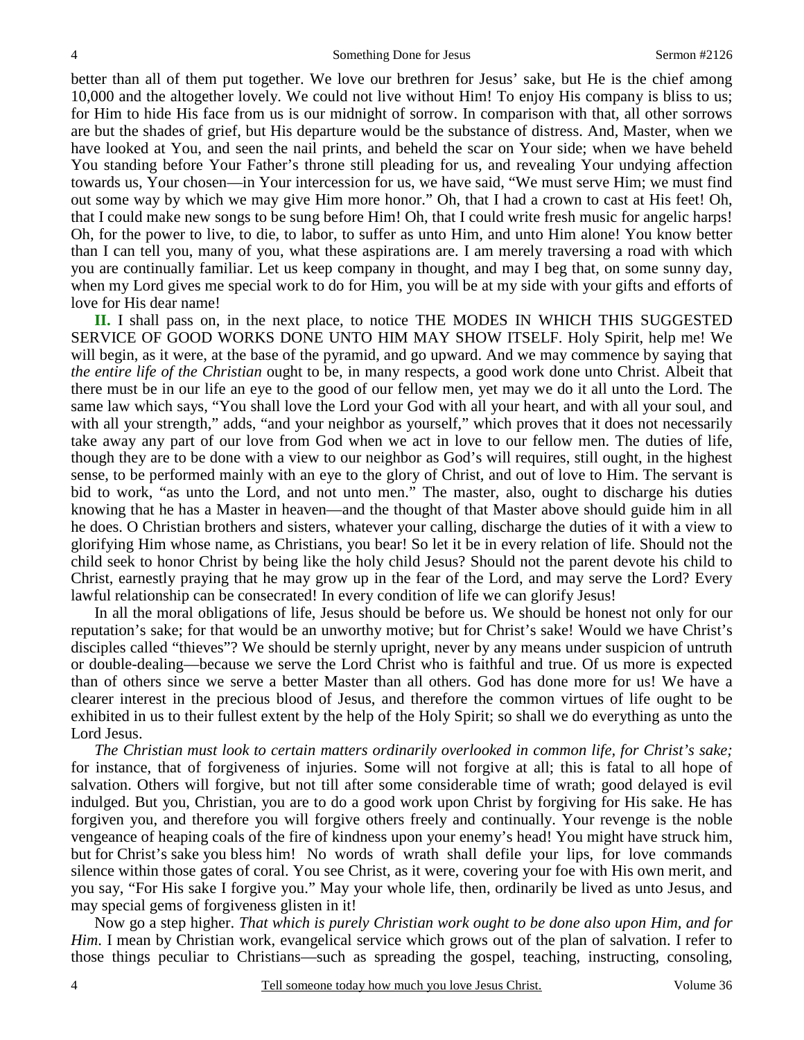better than all of them put together. We love our brethren for Jesus' sake, but He is the chief among 10,000 and the altogether lovely. We could not live without Him! To enjoy His company is bliss to us; for Him to hide His face from us is our midnight of sorrow. In comparison with that, all other sorrows are but the shades of grief, but His departure would be the substance of distress. And, Master, when we have looked at You, and seen the nail prints, and beheld the scar on Your side; when we have beheld You standing before Your Father's throne still pleading for us, and revealing Your undying affection towards us, Your chosen—in Your intercession for us, we have said, "We must serve Him; we must find out some way by which we may give Him more honor." Oh, that I had a crown to cast at His feet! Oh, that I could make new songs to be sung before Him! Oh, that I could write fresh music for angelic harps! Oh, for the power to live, to die, to labor, to suffer as unto Him, and unto Him alone! You know better than I can tell you, many of you, what these aspirations are. I am merely traversing a road with which you are continually familiar. Let us keep company in thought, and may I beg that, on some sunny day, when my Lord gives me special work to do for Him, you will be at my side with your gifts and efforts of love for His dear name!

**II.** I shall pass on, in the next place, to notice THE MODES IN WHICH THIS SUGGESTED SERVICE OF GOOD WORKS DONE UNTO HIM MAY SHOW ITSELF. Holy Spirit, help me! We will begin, as it were, at the base of the pyramid, and go upward. And we may commence by saying that *the entire life of the Christian* ought to be, in many respects, a good work done unto Christ. Albeit that there must be in our life an eye to the good of our fellow men, yet may we do it all unto the Lord. The same law which says, "You shall love the Lord your God with all your heart, and with all your soul, and with all your strength," adds, "and your neighbor as yourself," which proves that it does not necessarily take away any part of our love from God when we act in love to our fellow men. The duties of life, though they are to be done with a view to our neighbor as God's will requires, still ought, in the highest sense, to be performed mainly with an eye to the glory of Christ, and out of love to Him. The servant is bid to work, "as unto the Lord, and not unto men." The master, also, ought to discharge his duties knowing that he has a Master in heaven—and the thought of that Master above should guide him in all he does. O Christian brothers and sisters, whatever your calling, discharge the duties of it with a view to glorifying Him whose name, as Christians, you bear! So let it be in every relation of life. Should not the child seek to honor Christ by being like the holy child Jesus? Should not the parent devote his child to Christ, earnestly praying that he may grow up in the fear of the Lord, and may serve the Lord? Every lawful relationship can be consecrated! In every condition of life we can glorify Jesus!

In all the moral obligations of life, Jesus should be before us. We should be honest not only for our reputation's sake; for that would be an unworthy motive; but for Christ's sake! Would we have Christ's disciples called "thieves"? We should be sternly upright, never by any means under suspicion of untruth or double-dealing—because we serve the Lord Christ who is faithful and true. Of us more is expected than of others since we serve a better Master than all others. God has done more for us! We have a clearer interest in the precious blood of Jesus, and therefore the common virtues of life ought to be exhibited in us to their fullest extent by the help of the Holy Spirit; so shall we do everything as unto the Lord Jesus.

*The Christian must look to certain matters ordinarily overlooked in common life, for Christ's sake;* for instance, that of forgiveness of injuries. Some will not forgive at all; this is fatal to all hope of salvation. Others will forgive, but not till after some considerable time of wrath; good delayed is evil indulged. But you, Christian, you are to do a good work upon Christ by forgiving for His sake. He has forgiven you, and therefore you will forgive others freely and continually. Your revenge is the noble vengeance of heaping coals of the fire of kindness upon your enemy's head! You might have struck him, but for Christ's sake you bless him! No words of wrath shall defile your lips, for love commands silence within those gates of coral. You see Christ, as it were, covering your foe with His own merit, and you say, "For His sake I forgive you." May your whole life, then, ordinarily be lived as unto Jesus, and may special gems of forgiveness glisten in it!

Now go a step higher. *That which is purely Christian work ought to be done also upon Him, and for Him*. I mean by Christian work, evangelical service which grows out of the plan of salvation. I refer to those things peculiar to Christians—such as spreading the gospel, teaching, instructing, consoling,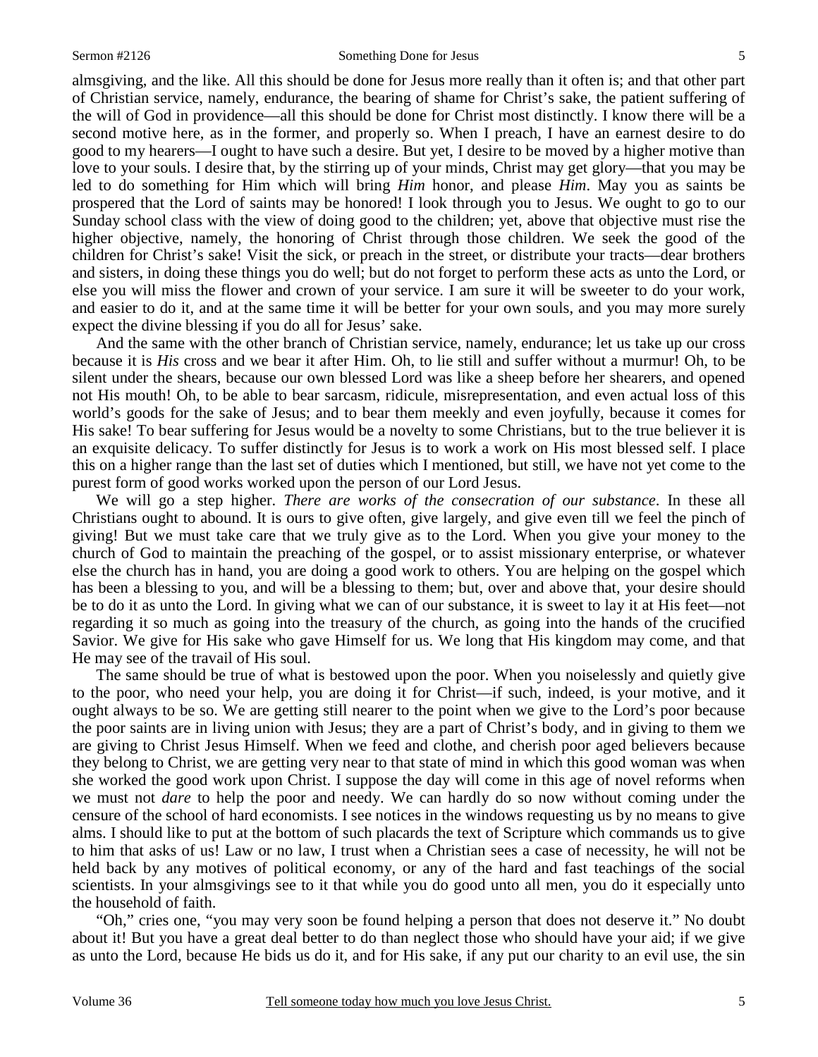almsgiving, and the like. All this should be done for Jesus more really than it often is; and that other part of Christian service, namely, endurance, the bearing of shame for Christ's sake, the patient suffering of the will of God in providence—all this should be done for Christ most distinctly. I know there will be a second motive here, as in the former, and properly so. When I preach, I have an earnest desire to do good to my hearers—I ought to have such a desire. But yet, I desire to be moved by a higher motive than love to your souls. I desire that, by the stirring up of your minds, Christ may get glory—that you may be led to do something for Him which will bring *Him* honor, and please *Him*. May you as saints be prospered that the Lord of saints may be honored! I look through you to Jesus. We ought to go to our Sunday school class with the view of doing good to the children; yet, above that objective must rise the higher objective, namely, the honoring of Christ through those children. We seek the good of the children for Christ's sake! Visit the sick, or preach in the street, or distribute your tracts—dear brothers and sisters, in doing these things you do well; but do not forget to perform these acts as unto the Lord, or else you will miss the flower and crown of your service. I am sure it will be sweeter to do your work, and easier to do it, and at the same time it will be better for your own souls, and you may more surely expect the divine blessing if you do all for Jesus' sake.

And the same with the other branch of Christian service, namely, endurance; let us take up our cross because it is *His* cross and we bear it after Him. Oh, to lie still and suffer without a murmur! Oh, to be silent under the shears, because our own blessed Lord was like a sheep before her shearers, and opened not His mouth! Oh, to be able to bear sarcasm, ridicule, misrepresentation, and even actual loss of this world's goods for the sake of Jesus; and to bear them meekly and even joyfully, because it comes for His sake! To bear suffering for Jesus would be a novelty to some Christians, but to the true believer it is an exquisite delicacy. To suffer distinctly for Jesus is to work a work on His most blessed self. I place this on a higher range than the last set of duties which I mentioned, but still, we have not yet come to the purest form of good works worked upon the person of our Lord Jesus.

We will go a step higher. *There are works of the consecration of our substance*. In these all Christians ought to abound. It is ours to give often, give largely, and give even till we feel the pinch of giving! But we must take care that we truly give as to the Lord. When you give your money to the church of God to maintain the preaching of the gospel, or to assist missionary enterprise, or whatever else the church has in hand, you are doing a good work to others. You are helping on the gospel which has been a blessing to you, and will be a blessing to them; but, over and above that, your desire should be to do it as unto the Lord. In giving what we can of our substance, it is sweet to lay it at His feet—not regarding it so much as going into the treasury of the church, as going into the hands of the crucified Savior. We give for His sake who gave Himself for us. We long that His kingdom may come, and that He may see of the travail of His soul.

The same should be true of what is bestowed upon the poor. When you noiselessly and quietly give to the poor, who need your help, you are doing it for Christ—if such, indeed, is your motive, and it ought always to be so. We are getting still nearer to the point when we give to the Lord's poor because the poor saints are in living union with Jesus; they are a part of Christ's body, and in giving to them we are giving to Christ Jesus Himself. When we feed and clothe, and cherish poor aged believers because they belong to Christ, we are getting very near to that state of mind in which this good woman was when she worked the good work upon Christ. I suppose the day will come in this age of novel reforms when we must not *dare* to help the poor and needy. We can hardly do so now without coming under the censure of the school of hard economists. I see notices in the windows requesting us by no means to give alms. I should like to put at the bottom of such placards the text of Scripture which commands us to give to him that asks of us! Law or no law, I trust when a Christian sees a case of necessity, he will not be held back by any motives of political economy, or any of the hard and fast teachings of the social scientists. In your almsgivings see to it that while you do good unto all men, you do it especially unto the household of faith.

"Oh," cries one, "you may very soon be found helping a person that does not deserve it." No doubt about it! But you have a great deal better to do than neglect those who should have your aid; if we give as unto the Lord, because He bids us do it, and for His sake, if any put our charity to an evil use, the sin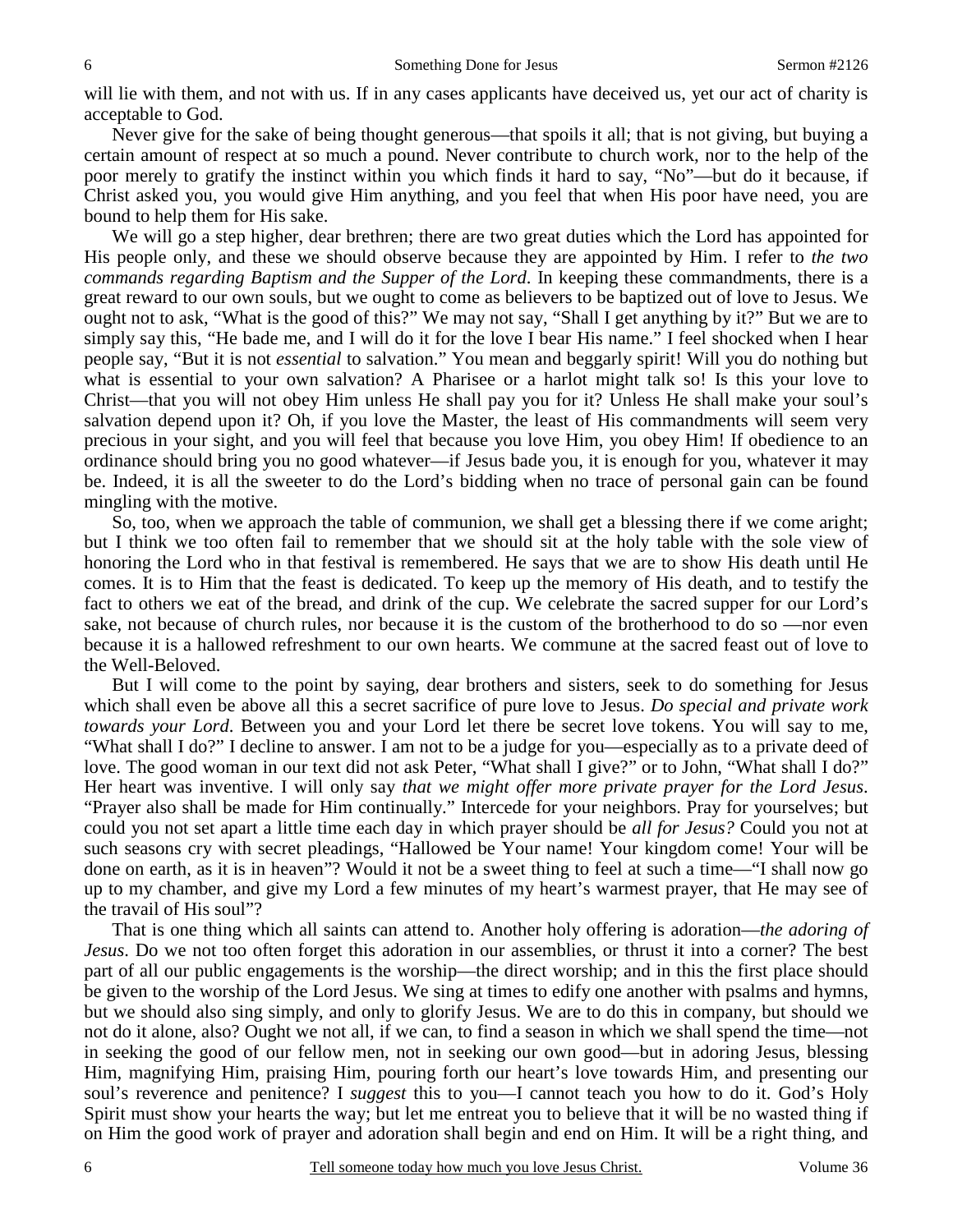will lie with them, and not with us. If in any cases applicants have deceived us, yet our act of charity is acceptable to God.

Never give for the sake of being thought generous—that spoils it all; that is not giving, but buying a certain amount of respect at so much a pound. Never contribute to church work, nor to the help of the poor merely to gratify the instinct within you which finds it hard to say, "No"—but do it because, if Christ asked you, you would give Him anything, and you feel that when His poor have need, you are bound to help them for His sake.

We will go a step higher, dear brethren; there are two great duties which the Lord has appointed for His people only, and these we should observe because they are appointed by Him. I refer to *the two commands regarding Baptism and the Supper of the Lord*. In keeping these commandments, there is a great reward to our own souls, but we ought to come as believers to be baptized out of love to Jesus. We ought not to ask, "What is the good of this?" We may not say, "Shall I get anything by it?" But we are to simply say this, "He bade me, and I will do it for the love I bear His name." I feel shocked when I hear people say, "But it is not *essential* to salvation." You mean and beggarly spirit! Will you do nothing but what is essential to your own salvation? A Pharisee or a harlot might talk so! Is this your love to Christ—that you will not obey Him unless He shall pay you for it? Unless He shall make your soul's salvation depend upon it? Oh, if you love the Master, the least of His commandments will seem very precious in your sight, and you will feel that because you love Him, you obey Him! If obedience to an ordinance should bring you no good whatever—if Jesus bade you, it is enough for you, whatever it may be. Indeed, it is all the sweeter to do the Lord's bidding when no trace of personal gain can be found mingling with the motive.

So, too, when we approach the table of communion, we shall get a blessing there if we come aright; but I think we too often fail to remember that we should sit at the holy table with the sole view of honoring the Lord who in that festival is remembered. He says that we are to show His death until He comes. It is to Him that the feast is dedicated. To keep up the memory of His death, and to testify the fact to others we eat of the bread, and drink of the cup. We celebrate the sacred supper for our Lord's sake, not because of church rules, nor because it is the custom of the brotherhood to do so —nor even because it is a hallowed refreshment to our own hearts. We commune at the sacred feast out of love to the Well-Beloved.

But I will come to the point by saying, dear brothers and sisters, seek to do something for Jesus which shall even be above all this a secret sacrifice of pure love to Jesus. *Do special and private work towards your Lord*. Between you and your Lord let there be secret love tokens. You will say to me, "What shall I do?" I decline to answer. I am not to be a judge for you—especially as to a private deed of love. The good woman in our text did not ask Peter, "What shall I give?" or to John, "What shall I do?" Her heart was inventive. I will only say *that we might offer more private prayer for the Lord Jesus*. "Prayer also shall be made for Him continually." Intercede for your neighbors. Pray for yourselves; but could you not set apart a little time each day in which prayer should be *all for Jesus?* Could you not at such seasons cry with secret pleadings, "Hallowed be Your name! Your kingdom come! Your will be done on earth, as it is in heaven"? Would it not be a sweet thing to feel at such a time—"I shall now go up to my chamber, and give my Lord a few minutes of my heart's warmest prayer, that He may see of the travail of His soul"?

That is one thing which all saints can attend to. Another holy offering is adoration—*the adoring of Jesus*. Do we not too often forget this adoration in our assemblies, or thrust it into a corner? The best part of all our public engagements is the worship—the direct worship; and in this the first place should be given to the worship of the Lord Jesus. We sing at times to edify one another with psalms and hymns, but we should also sing simply, and only to glorify Jesus. We are to do this in company, but should we not do it alone, also? Ought we not all, if we can, to find a season in which we shall spend the time—not in seeking the good of our fellow men, not in seeking our own good—but in adoring Jesus, blessing Him, magnifying Him, praising Him, pouring forth our heart's love towards Him, and presenting our soul's reverence and penitence? I *suggest* this to you—I cannot teach you how to do it. God's Holy Spirit must show your hearts the way; but let me entreat you to believe that it will be no wasted thing if on Him the good work of prayer and adoration shall begin and end on Him. It will be a right thing, and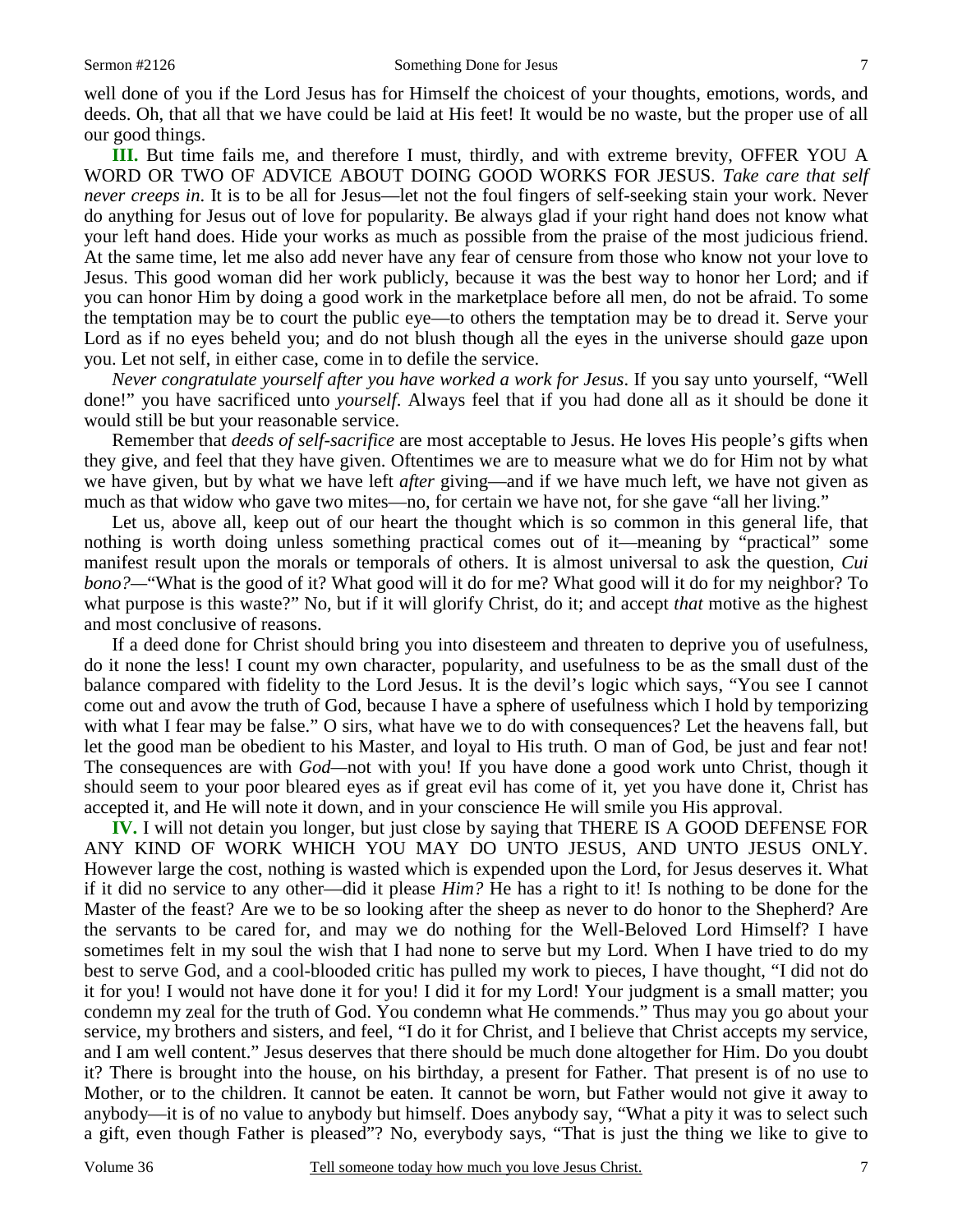well done of you if the Lord Jesus has for Himself the choicest of your thoughts, emotions, words, and deeds. Oh, that all that we have could be laid at His feet! It would be no waste, but the proper use of all our good things.

**III.** But time fails me, and therefore I must, thirdly, and with extreme brevity, OFFER YOU A WORD OR TWO OF ADVICE ABOUT DOING GOOD WORKS FOR JESUS. *Take care that self never creeps in*. It is to be all for Jesus—let not the foul fingers of self-seeking stain your work. Never do anything for Jesus out of love for popularity. Be always glad if your right hand does not know what your left hand does. Hide your works as much as possible from the praise of the most judicious friend. At the same time, let me also add never have any fear of censure from those who know not your love to Jesus. This good woman did her work publicly, because it was the best way to honor her Lord; and if you can honor Him by doing a good work in the marketplace before all men, do not be afraid. To some the temptation may be to court the public eye—to others the temptation may be to dread it. Serve your Lord as if no eyes beheld you; and do not blush though all the eyes in the universe should gaze upon you. Let not self, in either case, come in to defile the service.

*Never congratulate yourself after you have worked a work for Jesus*. If you say unto yourself, "Well done!" you have sacrificed unto *yourself*. Always feel that if you had done all as it should be done it would still be but your reasonable service.

Remember that *deeds of self-sacrifice* are most acceptable to Jesus. He loves His people's gifts when they give, and feel that they have given. Oftentimes we are to measure what we do for Him not by what we have given, but by what we have left *after* giving—and if we have much left, we have not given as much as that widow who gave two mites—no, for certain we have not, for she gave "all her living."

Let us, above all, keep out of our heart the thought which is so common in this general life, that nothing is worth doing unless something practical comes out of it—meaning by "practical" some manifest result upon the morals or temporals of others. It is almost universal to ask the question, *Cui bono?*—"What is the good of it? What good will it do for me? What good will it do for my neighbor? To what purpose is this waste?" No, but if it will glorify Christ, do it; and accept *that* motive as the highest and most conclusive of reasons.

If a deed done for Christ should bring you into disesteem and threaten to deprive you of usefulness, do it none the less! I count my own character, popularity, and usefulness to be as the small dust of the balance compared with fidelity to the Lord Jesus. It is the devil's logic which says, "You see I cannot come out and avow the truth of God, because I have a sphere of usefulness which I hold by temporizing with what I fear may be false." O sirs, what have we to do with consequences? Let the heavens fall, but let the good man be obedient to his Master, and loyal to His truth. O man of God, be just and fear not! The consequences are with *God*—not with you! If you have done a good work unto Christ, though it should seem to your poor bleared eyes as if great evil has come of it, yet you have done it, Christ has accepted it, and He will note it down, and in your conscience He will smile you His approval.

**IV.** I will not detain you longer, but just close by saying that THERE IS A GOOD DEFENSE FOR ANY KIND OF WORK WHICH YOU MAY DO UNTO JESUS, AND UNTO JESUS ONLY. However large the cost, nothing is wasted which is expended upon the Lord, for Jesus deserves it. What if it did no service to any other—did it please *Him?* He has a right to it! Is nothing to be done for the Master of the feast? Are we to be so looking after the sheep as never to do honor to the Shepherd? Are the servants to be cared for, and may we do nothing for the Well-Beloved Lord Himself? I have sometimes felt in my soul the wish that I had none to serve but my Lord. When I have tried to do my best to serve God, and a cool-blooded critic has pulled my work to pieces, I have thought, "I did not do it for you! I would not have done it for you! I did it for my Lord! Your judgment is a small matter; you condemn my zeal for the truth of God. You condemn what He commends." Thus may you go about your service, my brothers and sisters, and feel, "I do it for Christ, and I believe that Christ accepts my service, and I am well content." Jesus deserves that there should be much done altogether for Him. Do you doubt it? There is brought into the house, on his birthday, a present for Father. That present is of no use to Mother, or to the children. It cannot be eaten. It cannot be worn, but Father would not give it away to anybody—it is of no value to anybody but himself. Does anybody say, "What a pity it was to select such a gift, even though Father is pleased"? No, everybody says, "That is just the thing we like to give to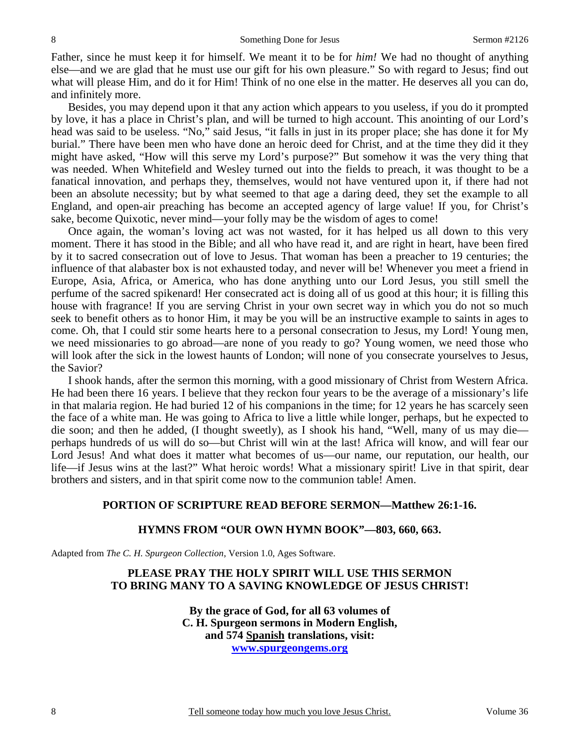Father, since he must keep it for himself. We meant it to be for *him!* We had no thought of anything else—and we are glad that he must use our gift for his own pleasure." So with regard to Jesus; find out what will please Him, and do it for Him! Think of no one else in the matter. He deserves all you can do, and infinitely more.

Besides, you may depend upon it that any action which appears to you useless, if you do it prompted by love, it has a place in Christ's plan, and will be turned to high account. This anointing of our Lord's head was said to be useless. "No," said Jesus, "it falls in just in its proper place; she has done it for My burial." There have been men who have done an heroic deed for Christ, and at the time they did it they might have asked, "How will this serve my Lord's purpose?" But somehow it was the very thing that was needed. When Whitefield and Wesley turned out into the fields to preach, it was thought to be a fanatical innovation, and perhaps they, themselves, would not have ventured upon it, if there had not been an absolute necessity; but by what seemed to that age a daring deed, they set the example to all England, and open-air preaching has become an accepted agency of large value! If you, for Christ's sake, become Quixotic, never mind—your folly may be the wisdom of ages to come!

Once again, the woman's loving act was not wasted, for it has helped us all down to this very moment. There it has stood in the Bible; and all who have read it, and are right in heart, have been fired by it to sacred consecration out of love to Jesus. That woman has been a preacher to 19 centuries; the influence of that alabaster box is not exhausted today, and never will be! Whenever you meet a friend in Europe, Asia, Africa, or America, who has done anything unto our Lord Jesus, you still smell the perfume of the sacred spikenard! Her consecrated act is doing all of us good at this hour; it is filling this house with fragrance! If you are serving Christ in your own secret way in which you do not so much seek to benefit others as to honor Him, it may be you will be an instructive example to saints in ages to come. Oh, that I could stir some hearts here to a personal consecration to Jesus, my Lord! Young men, we need missionaries to go abroad—are none of you ready to go? Young women, we need those who will look after the sick in the lowest haunts of London; will none of you consecrate yourselves to Jesus, the Savior?

I shook hands, after the sermon this morning, with a good missionary of Christ from Western Africa. He had been there 16 years. I believe that they reckon four years to be the average of a missionary's life in that malaria region. He had buried 12 of his companions in the time; for 12 years he has scarcely seen the face of a white man. He was going to Africa to live a little while longer, perhaps, but he expected to die soon; and then he added, (I thought sweetly), as I shook his hand, "Well, many of us may die—perhaps hundreds of us will do so—but Christ will win at the last! Africa will know, and will fear our Lord Jesus! And what does it matter what becomes of us—our name, our reputation, our health, our life—if Jesus wins at the last?" What heroic words! What a missionary spirit! Live in that spirit, dear brothers and sisters, and in that spirit come now to the communion table! Amen.

**PORTION OF SCRIPTURE READ BEFORE SERMON—Matthew 26:1-16.**

**HYMNS FROM "OUR OWN HYMN BOOK"—803, 660, 663.**

Adapted from *The C. H. Spurgeon Collection*, Version 1.0, Ages Software.

**PLEASE PRAY THE HOLY SPIRIT WILL USE THIS SERMON TO BRING MANY TO A SAVING KNOWLEDGE OF JESUS CHRIST!**

**By the grace of God, for all 63 volumes of C. H. Spurgeon sermons in Modern English, and 574 Spanish translations, visit: www.spurgeongems.org**